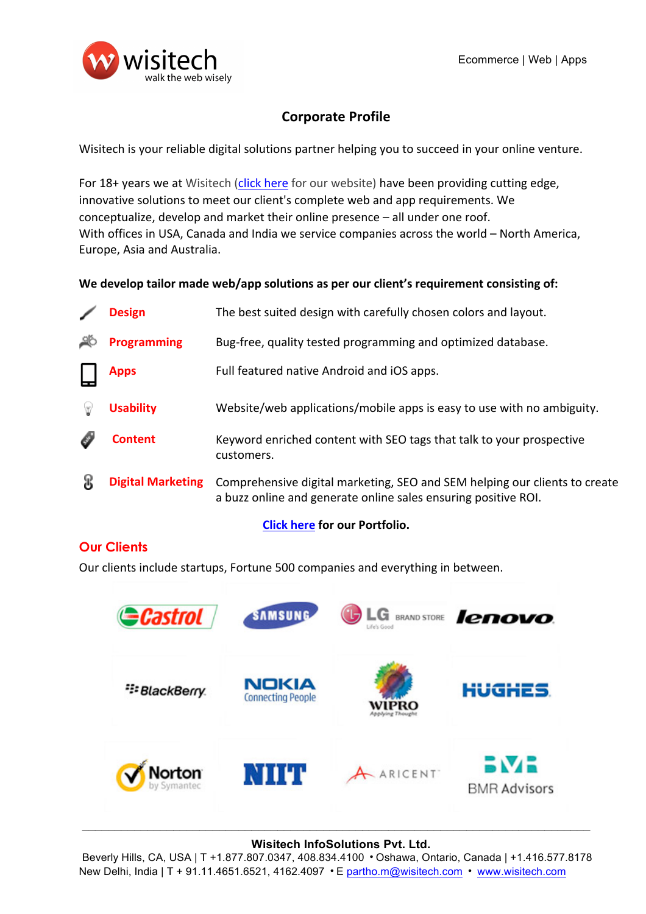wisitech
walk the web wisely

Ecommerce | Web | Apps

# Corporate Profile

Wisitech is your reliable digital solutions partner helping you to succeed in your online venture.

For 18+ years we at Wisitech (click here for our website) have been providing cutting edge, innovative solutions to meet our client's complete web and app requirements. We conceptualize, develop and market their online presence – all under one roof.
With offices in USA, Canada and India we service companies across the world – North America, Europe, Asia and Australia.

**We develop tailor made web/app solutions as per our client's requirement consisting of:**

| | |
|---|---|
| **Design** | The best suited design with carefully chosen colors and layout. |
| **Programming** | Bug-free, quality tested programming and optimized database. |
| **Apps** | Full featured native Android and iOS apps. |
| **Usability** | Website/web applications/mobile apps is easy to use with no ambiguity. |
| **Content** | Keyword enriched content with SEO tags that talk to your prospective customers. |
| **Digital Marketing** | Comprehensive digital marketing, SEO and SEM helping our clients to create a buzz online and generate online sales ensuring positive ROI. |

**Click here for our Portfolio.**

## Our Clients

Our clients include startups, Fortune 500 companies and everything in between.

Castrol | Samsung | LG Brand Store | Lenovo
BlackBerry | Nokia Connecting People | Wipro Applying Thought | Hughes
Norton by Symantec | NIIT | Aricent | BMR Advisors

---

**Wisitech InfoSolutions Pvt. Ltd.**
Beverly Hills, CA, USA | T +1.877.807.0347, 408.834.4100 • Oshawa, Ontario, Canada | +1.416.577.8178
New Delhi, India | T + 91.11.4651.6521, 4162.4097 • E partho.m@wisitech.com • www.wisitech.com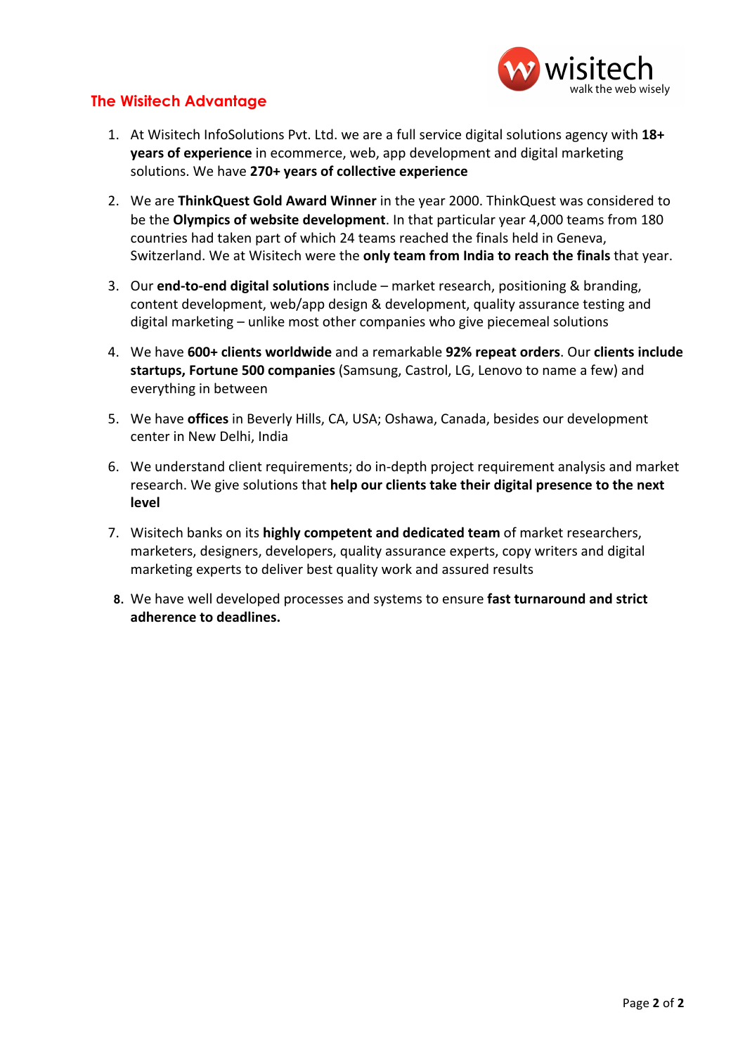## The Wisitech Advantage

1. At Wisitech InfoSolutions Pvt. Ltd. we are a full service digital solutions agency with **18+ years of experience** in ecommerce, web, app development and digital marketing solutions. We have **270+ years of collective experience**

2. We are **ThinkQuest Gold Award Winner** in the year 2000. ThinkQuest was considered to be the **Olympics of website development**. In that particular year 4,000 teams from 180 countries had taken part of which 24 teams reached the finals held in Geneva, Switzerland. We at Wisitech were the **only team from India to reach the finals** that year.

3. Our **end-to-end digital solutions** include – market research, positioning & branding, content development, web/app design & development, quality assurance testing and digital marketing – unlike most other companies who give piecemeal solutions

4. We have **600+ clients worldwide** and a remarkable **92% repeat orders**. Our **clients include startups, Fortune 500 companies** (Samsung, Castrol, LG, Lenovo to name a few) and everything in between

5. We have **offices** in Beverly Hills, CA, USA; Oshawa, Canada, besides our development center in New Delhi, India

6. We understand client requirements; do in-depth project requirement analysis and market research. We give solutions that **help our clients take their digital presence to the next level**

7. Wisitech banks on its **highly competent and dedicated team** of market researchers, marketers, designers, developers, quality assurance experts, copy writers and digital marketing experts to deliver best quality work and assured results

8. We have well developed processes and systems to ensure **fast turnaround and strict adherence to deadlines.**